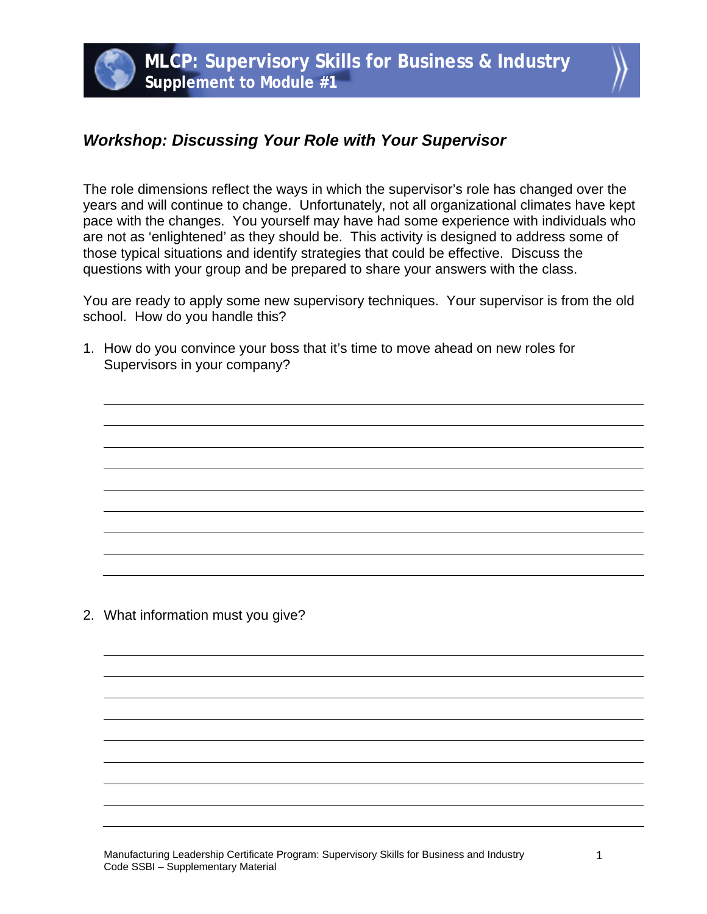# MLCP: Supervisory Skills for Business & Industry
## Supplement to Module #1

### *Workshop: Discussing Your Role with Your Supervisor*

The role dimensions reflect the ways in which the supervisor's role has changed over the years and will continue to change. Unfortunately, not all organizational climates have kept pace with the changes. You yourself may have had some experience with individuals who are not as 'enlightened' as they should be. This activity is designed to address some of those typical situations and identify strategies that could be effective. Discuss the questions with your group and be prepared to share your answers with the class.

You are ready to apply some new supervisory techniques. Your supervisor is from the old school. How do you handle this?

1. How do you convince your boss that it's time to move ahead on new roles for Supervisors in your company?

2. What information must you give?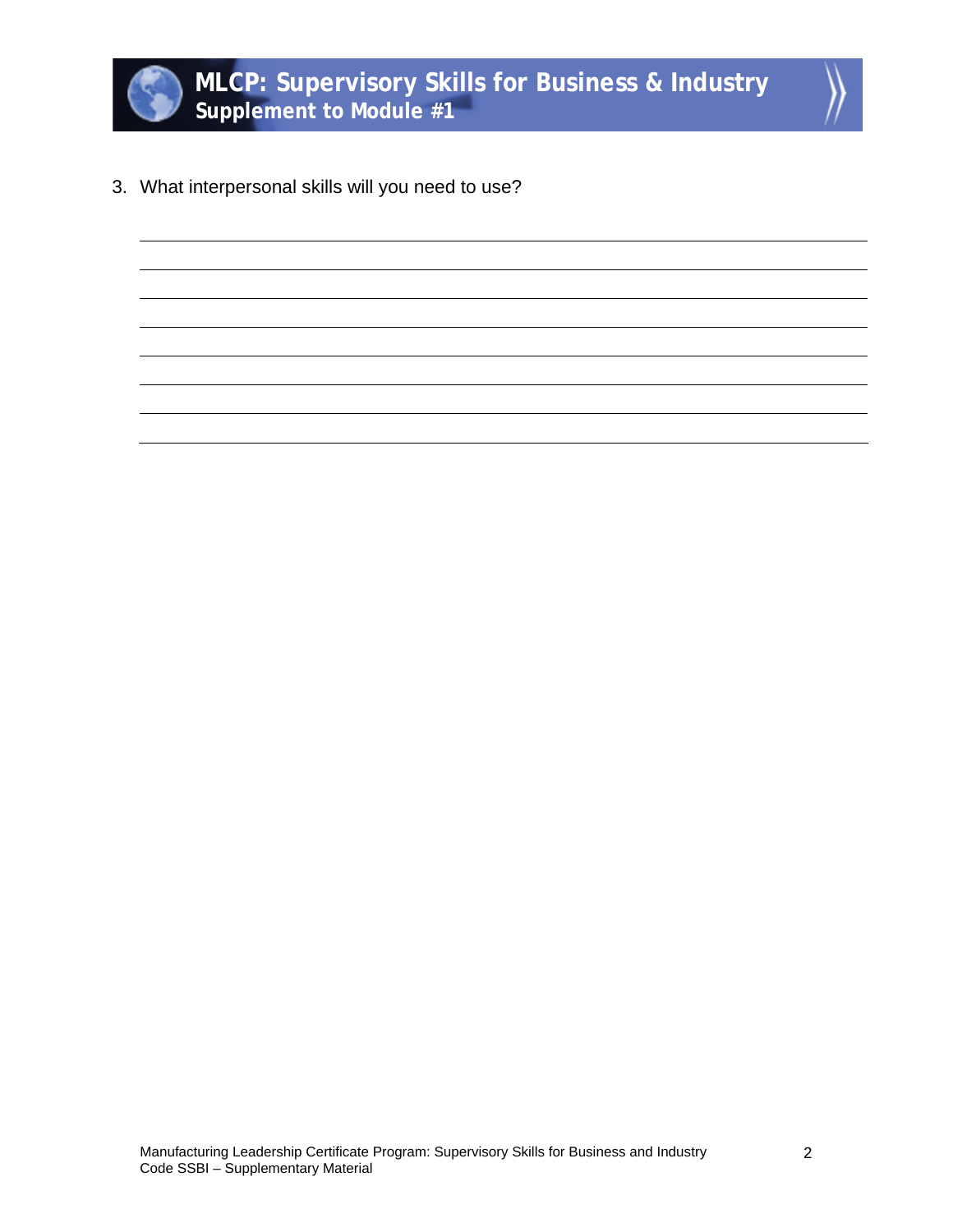3. What interpersonal skills will you need to use?

\_\_\_\_\_\_\_\_\_\_\_\_\_\_\_\_\_\_\_\_\_\_\_\_\_\_\_\_\_\_\_\_\_\_\_\_\_\_\_\_\_\_\_\_\_\_\_\_\_\_\_\_\_\_\_\_\_\_\_\_\_\_\_\_\_\_\_\_\_\_\_\_\_\_\_\_

\_\_\_\_\_\_\_\_\_\_\_\_\_\_\_\_\_\_\_\_\_\_\_\_\_\_\_\_\_\_\_\_\_\_\_\_\_\_\_\_\_\_\_\_\_\_\_\_\_\_\_\_\_\_\_\_\_\_\_\_\_\_\_\_\_\_\_\_\_\_\_\_\_\_\_\_

\_\_\_\_\_\_\_\_\_\_\_\_\_\_\_\_\_\_\_\_\_\_\_\_\_\_\_\_\_\_\_\_\_\_\_\_\_\_\_\_\_\_\_\_\_\_\_\_\_\_\_\_\_\_\_\_\_\_\_\_\_\_\_\_\_\_\_\_\_\_\_\_\_\_\_\_

\_\_\_\_\_\_\_\_\_\_\_\_\_\_\_\_\_\_\_\_\_\_\_\_\_\_\_\_\_\_\_\_\_\_\_\_\_\_\_\_\_\_\_\_\_\_\_\_\_\_\_\_\_\_\_\_\_\_\_\_\_\_\_\_\_\_\_\_\_\_\_\_\_\_\_\_

\_\_\_\_\_\_\_\_\_\_\_\_\_\_\_\_\_\_\_\_\_\_\_\_\_\_\_\_\_\_\_\_\_\_\_\_\_\_\_\_\_\_\_\_\_\_\_\_\_\_\_\_\_\_\_\_\_\_\_\_\_\_\_\_\_\_\_\_\_\_\_\_\_\_\_\_

\_\_\_\_\_\_\_\_\_\_\_\_\_\_\_\_\_\_\_\_\_\_\_\_\_\_\_\_\_\_\_\_\_\_\_\_\_\_\_\_\_\_\_\_\_\_\_\_\_\_\_\_\_\_\_\_\_\_\_\_\_\_\_\_\_\_\_\_\_\_\_\_\_\_\_\_

\_\_\_\_\_\_\_\_\_\_\_\_\_\_\_\_\_\_\_\_\_\_\_\_\_\_\_\_\_\_\_\_\_\_\_\_\_\_\_\_\_\_\_\_\_\_\_\_\_\_\_\_\_\_\_\_\_\_\_\_\_\_\_\_\_\_\_\_\_\_\_\_\_\_\_\_

\_\_\_\_\_\_\_\_\_\_\_\_\_\_\_\_\_\_\_\_\_\_\_\_\_\_\_\_\_\_\_\_\_\_\_\_\_\_\_\_\_\_\_\_\_\_\_\_\_\_\_\_\_\_\_\_\_\_\_\_\_\_\_\_\_\_\_\_\_\_\_\_\_\_\_\_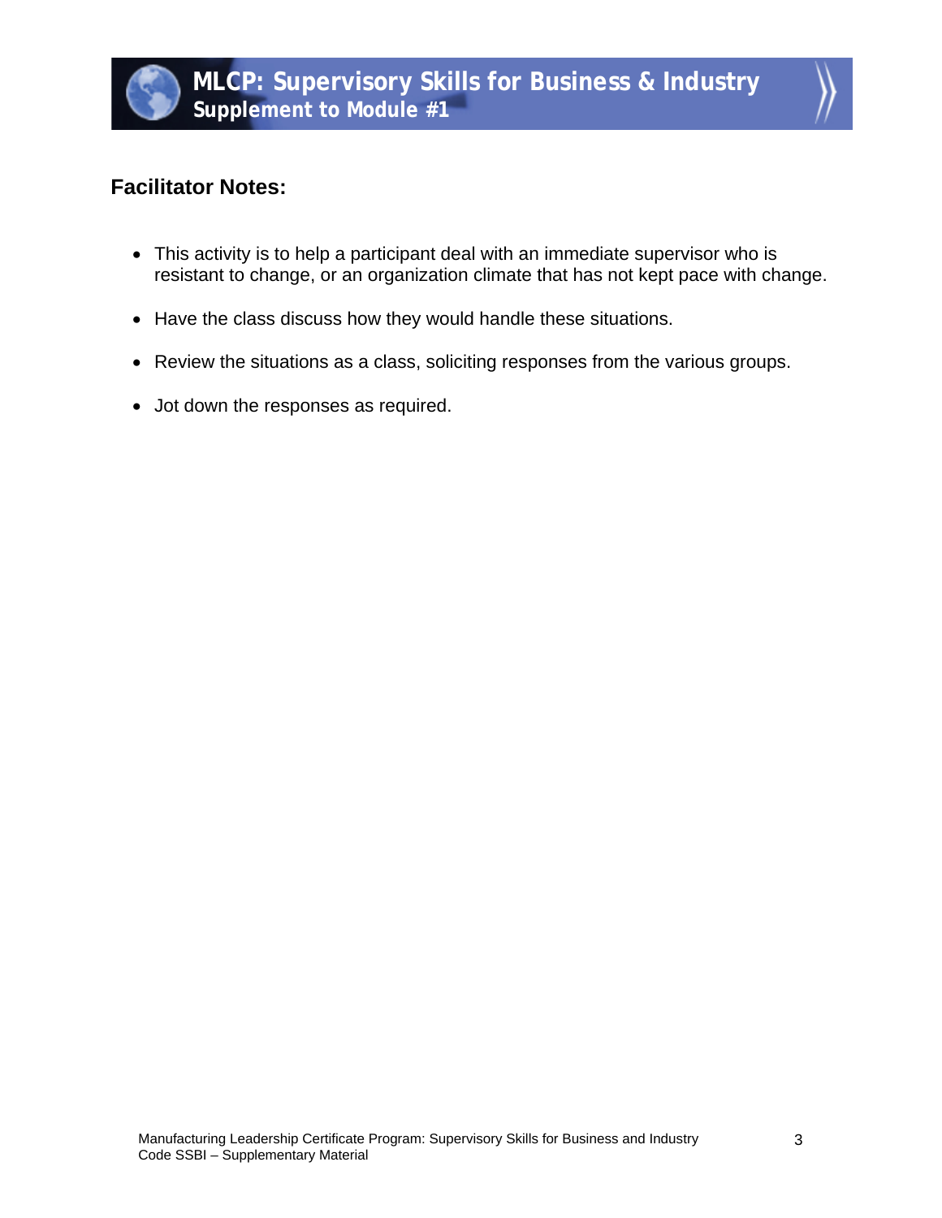## Facilitator Notes:

- This activity is to help a participant deal with an immediate supervisor who is resistant to change, or an organization climate that has not kept pace with change.
- Have the class discuss how they would handle these situations.
- Review the situations as a class, soliciting responses from the various groups.
- Jot down the responses as required.